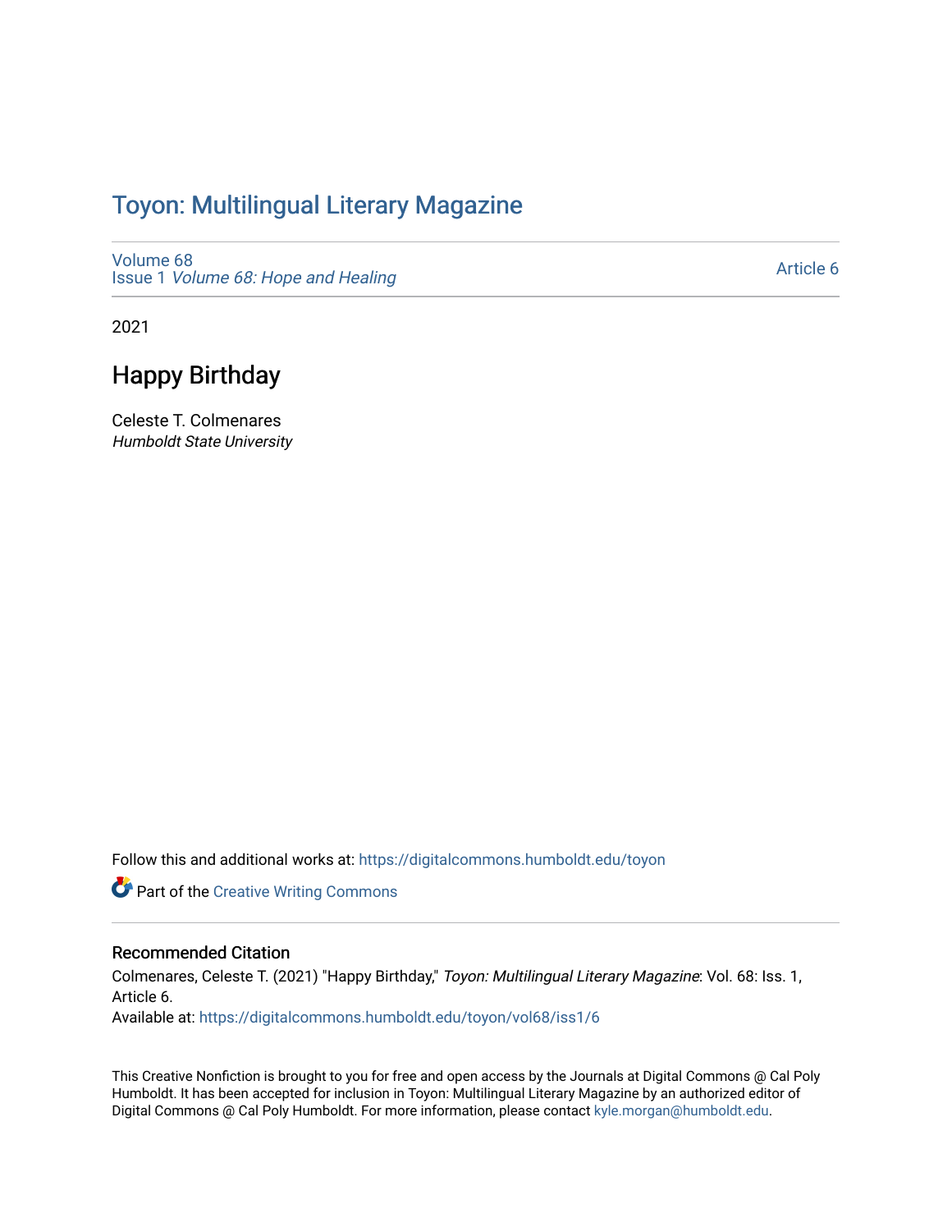# Toyon: Multilingual Literary Magazine

Volume 68
Issue 1 *Volume 68: Hope and Healing*

Article 6

2021

## Happy Birthday

Celeste T. Colmenares
*Humboldt State University*

Follow this and additional works at: https://digitalcommons.humboldt.edu/toyon

Part of the Creative Writing Commons

### Recommended Citation

Colmenares, Celeste T. (2021) "Happy Birthday," *Toyon: Multilingual Literary Magazine*: Vol. 68: Iss. 1, Article 6.
Available at: https://digitalcommons.humboldt.edu/toyon/vol68/iss1/6

This Creative Nonfiction is brought to you for free and open access by the Journals at Digital Commons @ Cal Poly Humboldt. It has been accepted for inclusion in Toyon: Multilingual Literary Magazine by an authorized editor of Digital Commons @ Cal Poly Humboldt. For more information, please contact kyle.morgan@humboldt.edu.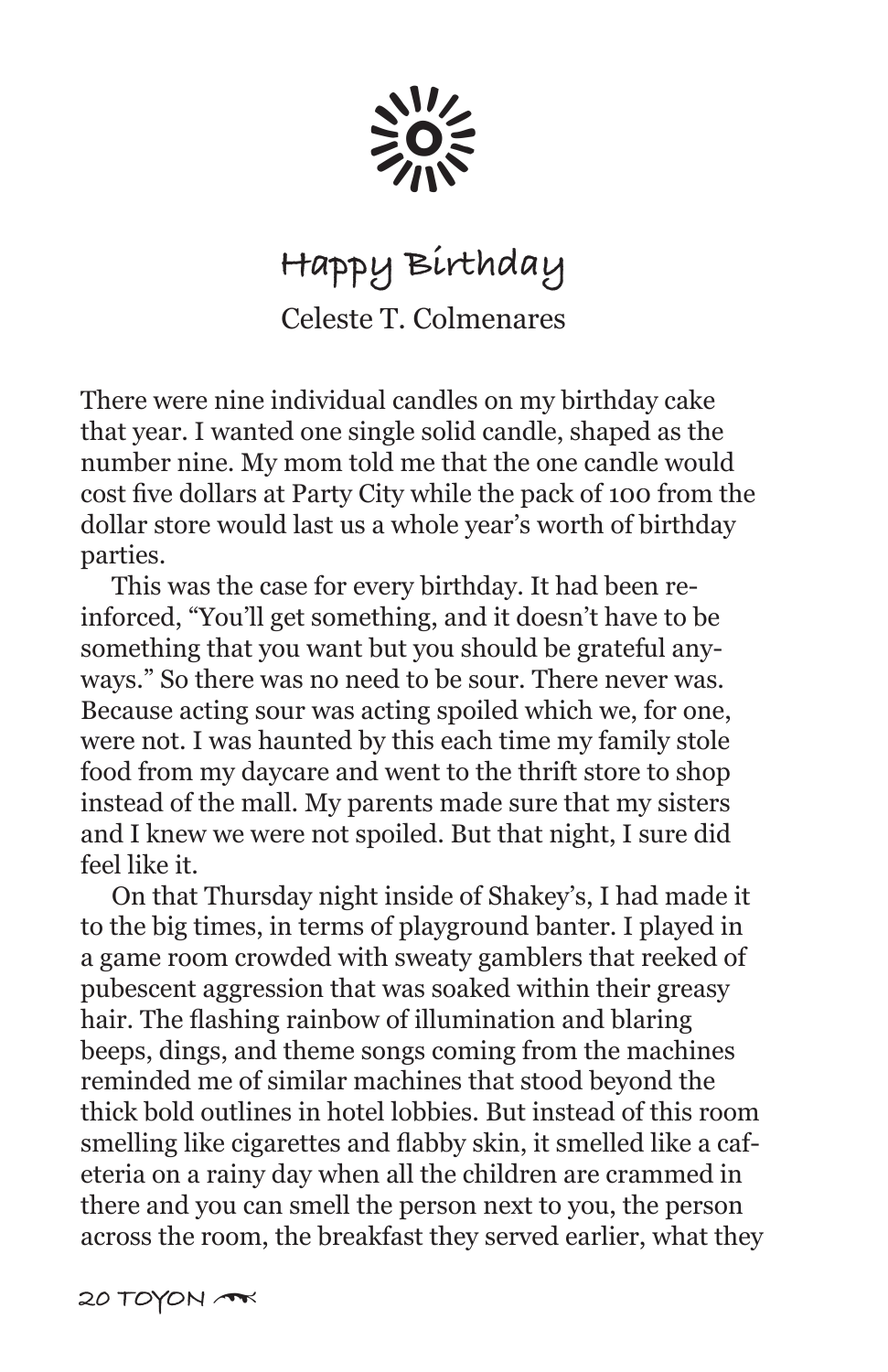# Happy Birthday

Celeste T. Colmenares

There were nine individual candles on my birthday cake that year. I wanted one single solid candle, shaped as the number nine. My mom told me that the one candle would cost five dollars at Party City while the pack of 100 from the dollar store would last us a whole year's worth of birthday parties.

This was the case for every birthday. It had been reinforced, "You'll get something, and it doesn't have to be something that you want but you should be grateful anyways." So there was no need to be sour. There never was. Because acting sour was acting spoiled which we, for one, were not. I was haunted by this each time my family stole food from my daycare and went to the thrift store to shop instead of the mall. My parents made sure that my sisters and I knew we were not spoiled. But that night, I sure did feel like it.

On that Thursday night inside of Shakey's, I had made it to the big times, in terms of playground banter. I played in a game room crowded with sweaty gamblers that reeked of pubescent aggression that was soaked within their greasy hair. The flashing rainbow of illumination and blaring beeps, dings, and theme songs coming from the machines reminded me of similar machines that stood beyond the thick bold outlines in hotel lobbies. But instead of this room smelling like cigarettes and flabby skin, it smelled like a cafeteria on a rainy day when all the children are crammed in there and you can smell the person next to you, the person across the room, the breakfast they served earlier, what they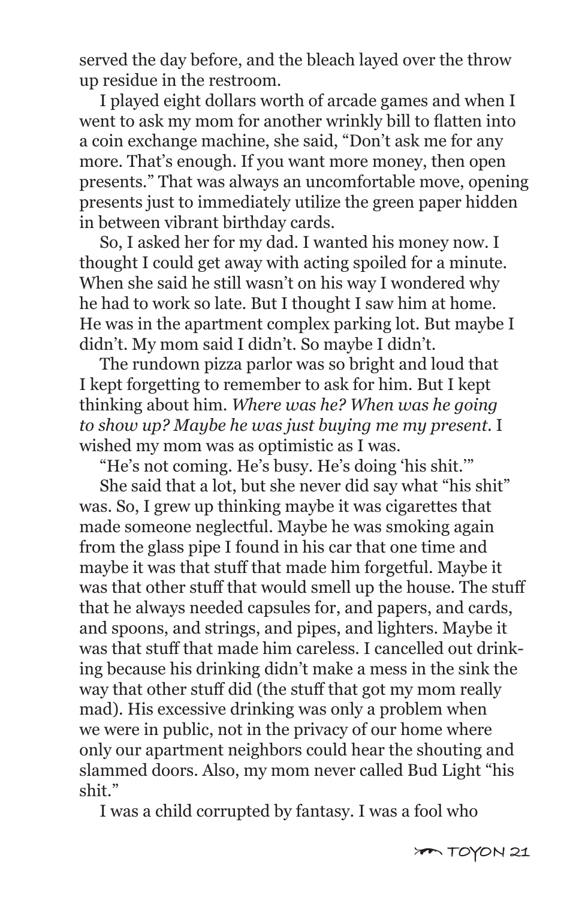served the day before, and the bleach layed over the throw up residue in the restroom.

I played eight dollars worth of arcade games and when I went to ask my mom for another wrinkly bill to flatten into a coin exchange machine, she said, "Don't ask me for any more. That's enough. If you want more money, then open presents." That was always an uncomfortable move, opening presents just to immediately utilize the green paper hidden in between vibrant birthday cards.

So, I asked her for my dad. I wanted his money now. I thought I could get away with acting spoiled for a minute. When she said he still wasn't on his way I wondered why he had to work so late. But I thought I saw him at home. He was in the apartment complex parking lot. But maybe I didn't. My mom said I didn't. So maybe I didn't.

The rundown pizza parlor was so bright and loud that I kept forgetting to remember to ask for him. But I kept thinking about him. *Where was he? When was he going to show up? Maybe he was just buying me my present.* I wished my mom was as optimistic as I was.

"He's not coming. He's busy. He's doing 'his shit.'"

She said that a lot, but she never did say what "his shit" was. So, I grew up thinking maybe it was cigarettes that made someone neglectful. Maybe he was smoking again from the glass pipe I found in his car that one time and maybe it was that stuff that made him forgetful. Maybe it was that other stuff that would smell up the house. The stuff that he always needed capsules for, and papers, and cards, and spoons, and strings, and pipes, and lighters. Maybe it was that stuff that made him careless. I cancelled out drinking because his drinking didn't make a mess in the sink the way that other stuff did (the stuff that got my mom really mad). His excessive drinking was only a problem when we were in public, not in the privacy of our home where only our apartment neighbors could hear the shouting and slammed doors. Also, my mom never called Bud Light "his shit."

I was a child corrupted by fantasy. I was a fool who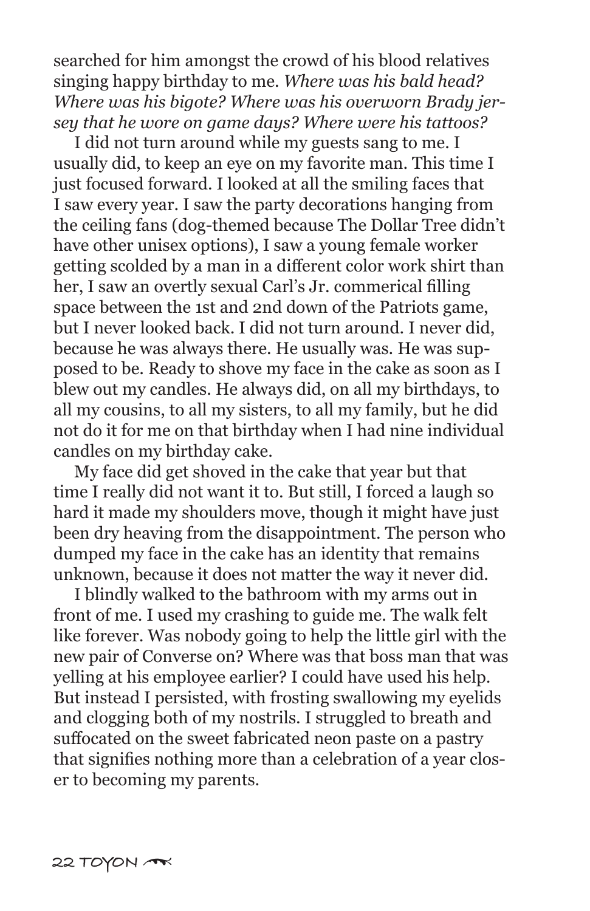searched for him amongst the crowd of his blood relatives singing happy birthday to me. *Where was his bald head? Where was his bigote? Where was his overworn Brady jersey that he wore on game days? Where were his tattoos?*

I did not turn around while my guests sang to me. I usually did, to keep an eye on my favorite man. This time I just focused forward. I looked at all the smiling faces that I saw every year. I saw the party decorations hanging from the ceiling fans (dog-themed because The Dollar Tree didn't have other unisex options), I saw a young female worker getting scolded by a man in a different color work shirt than her, I saw an overtly sexual Carl's Jr. commerical filling space between the 1st and 2nd down of the Patriots game, but I never looked back. I did not turn around. I never did, because he was always there. He usually was. He was supposed to be. Ready to shove my face in the cake as soon as I blew out my candles. He always did, on all my birthdays, to all my cousins, to all my sisters, to all my family, but he did not do it for me on that birthday when I had nine individual candles on my birthday cake.

My face did get shoved in the cake that year but that time I really did not want it to. But still, I forced a laugh so hard it made my shoulders move, though it might have just been dry heaving from the disappointment. The person who dumped my face in the cake has an identity that remains unknown, because it does not matter the way it never did.

I blindly walked to the bathroom with my arms out in front of me. I used my crashing to guide me. The walk felt like forever. Was nobody going to help the little girl with the new pair of Converse on? Where was that boss man that was yelling at his employee earlier? I could have used his help. But instead I persisted, with frosting swallowing my eyelids and clogging both of my nostrils. I struggled to breath and suffocated on the sweet fabricated neon paste on a pastry that signifies nothing more than a celebration of a year closer to becoming my parents.